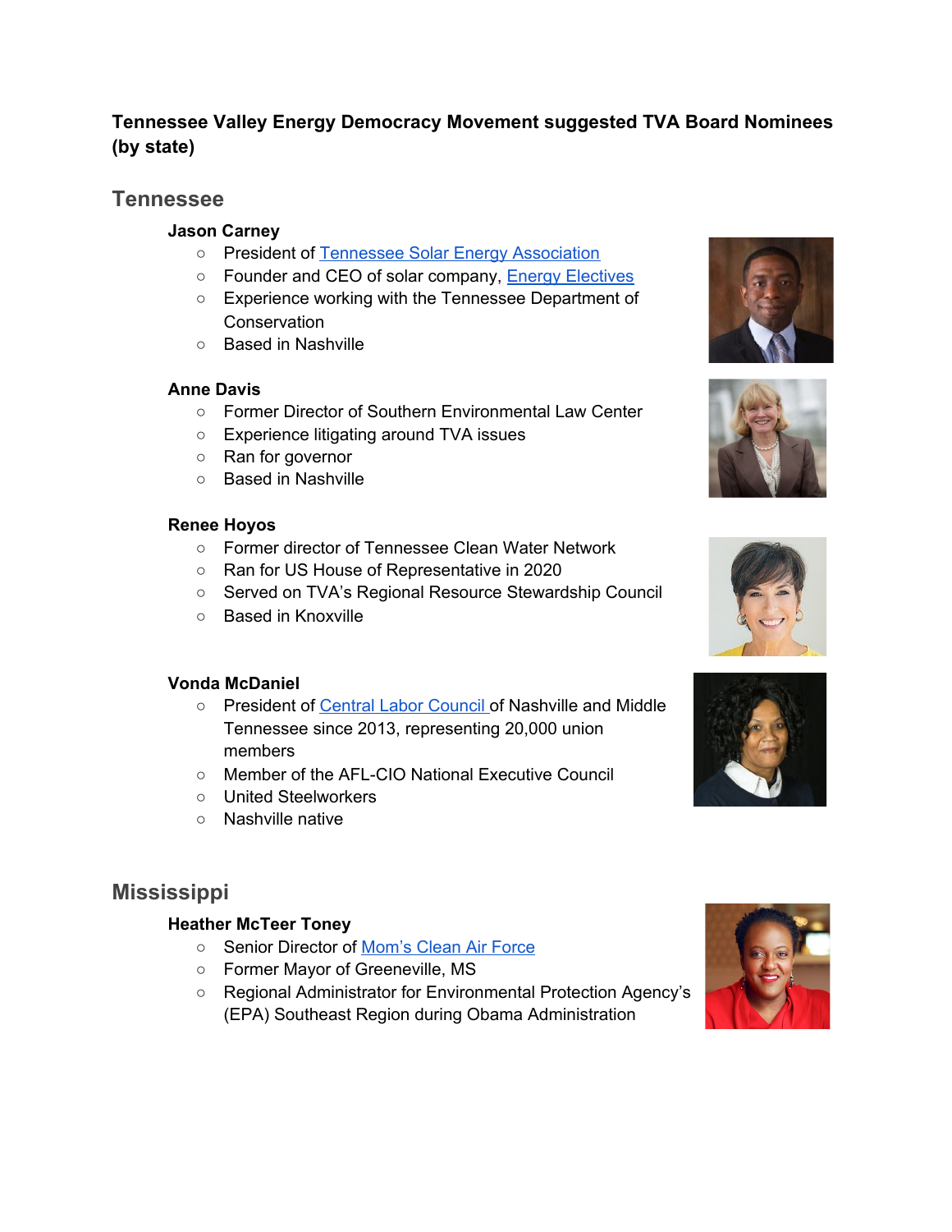**Tennessee Valley Energy Democracy Movement suggested TVA Board Nominees (by state)**

## Tennessee

**Jason Carney**

- President of Tennessee Solar Energy Association
- Founder and CEO of solar company, Energy Electives
- Experience working with the Tennessee Department of Conservation
- Based in Nashville

**Anne Davis**

- Former Director of Southern Environmental Law Center
- Experience litigating around TVA issues
- Ran for governor
- Based in Nashville

**Renee Hoyos**

- Former director of Tennessee Clean Water Network
- Ran for US House of Representative in 2020
- Served on TVA's Regional Resource Stewardship Council
- Based in Knoxville

**Vonda McDaniel**

- President of Central Labor Council of Nashville and Middle Tennessee since 2013, representing 20,000 union members
- Member of the AFL-CIO National Executive Council
- United Steelworkers
- Nashville native

## Mississippi

**Heather McTeer Toney**

- Senior Director of Mom's Clean Air Force
- Former Mayor of Greeneville, MS
- Regional Administrator for Environmental Protection Agency's (EPA) Southeast Region during Obama Administration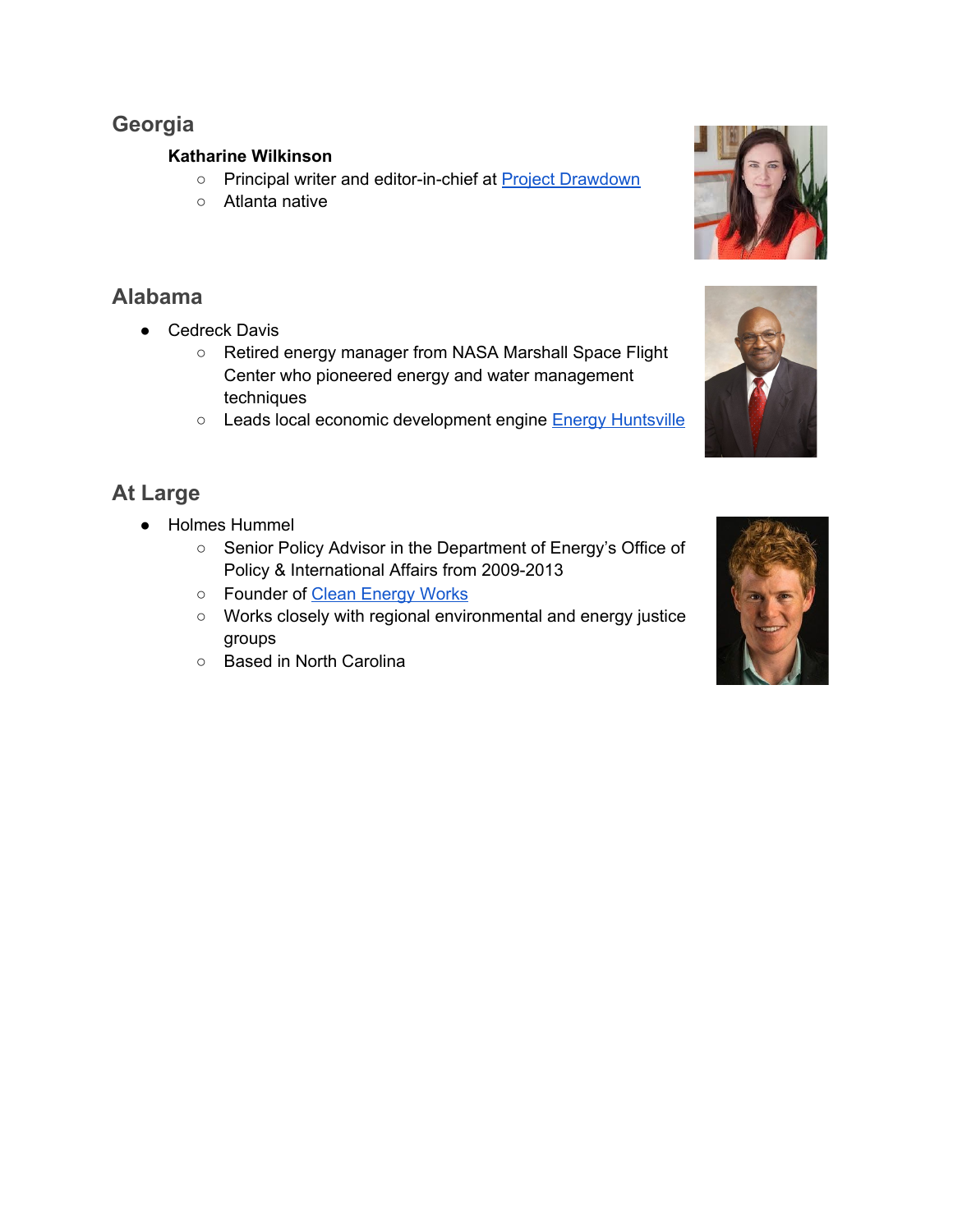## Georgia

**Katharine Wilkinson**

- Principal writer and editor-in-chief at Project Drawdown
- Atlanta native

## Alabama

- Cedreck Davis
  - Retired energy manager from NASA Marshall Space Flight Center who pioneered energy and water management techniques
  - Leads local economic development engine Energy Huntsville

## At Large

- Holmes Hummel
  - Senior Policy Advisor in the Department of Energy's Office of Policy & International Affairs from 2009-2013
  - Founder of Clean Energy Works
  - Works closely with regional environmental and energy justice groups
  - Based in North Carolina